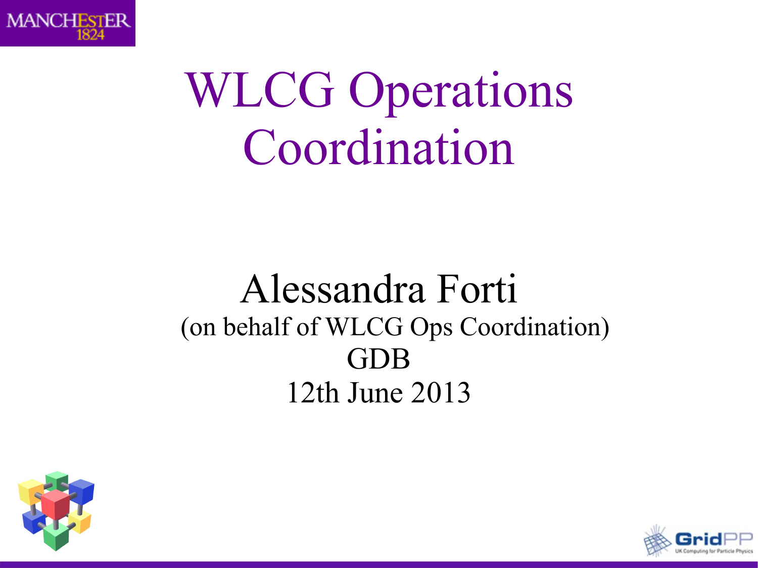# WLCG Operations Coordination

Alessandra Forti

(on behalf of WLCG Ops Coordination)

GDB

12th June 2013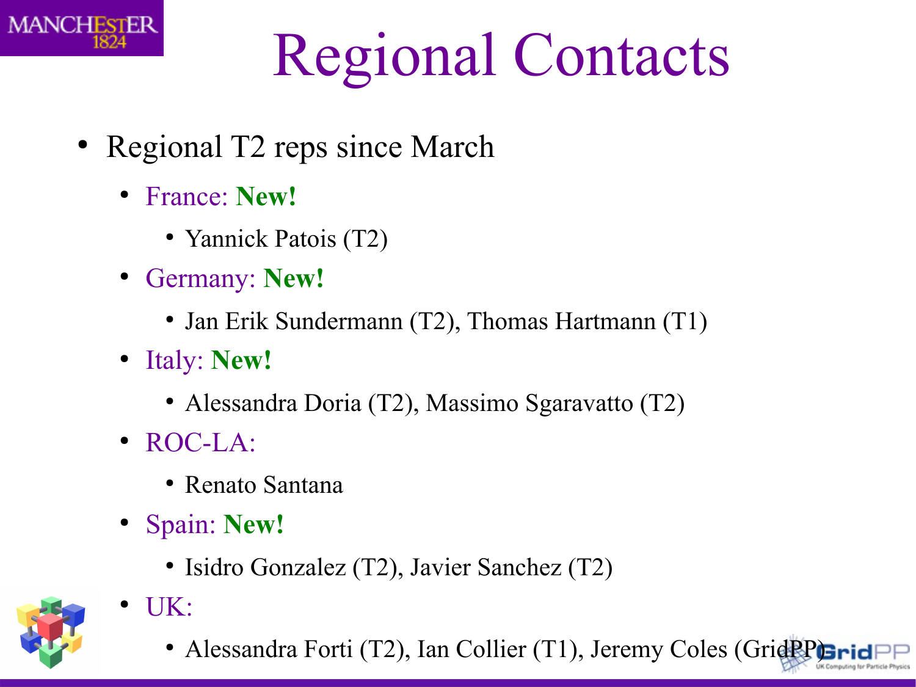# Regional Contacts

- Regional T2 reps since March
  - France: **New!**
    - Yannick Patois (T2)
  - Germany: **New!**
    - Jan Erik Sundermann (T2), Thomas Hartmann (T1)
  - Italy: **New!**
    - Alessandra Doria (T2), Massimo Sgaravatto (T2)
  - ROC-LA:
    - Renato Santana
  - Spain: **New!**
    - Isidro Gonzalez (T2), Javier Sanchez (T2)
  - UK:
    - Alessandra Forti (T2), Ian Collier (T1), Jeremy Coles (GridPP)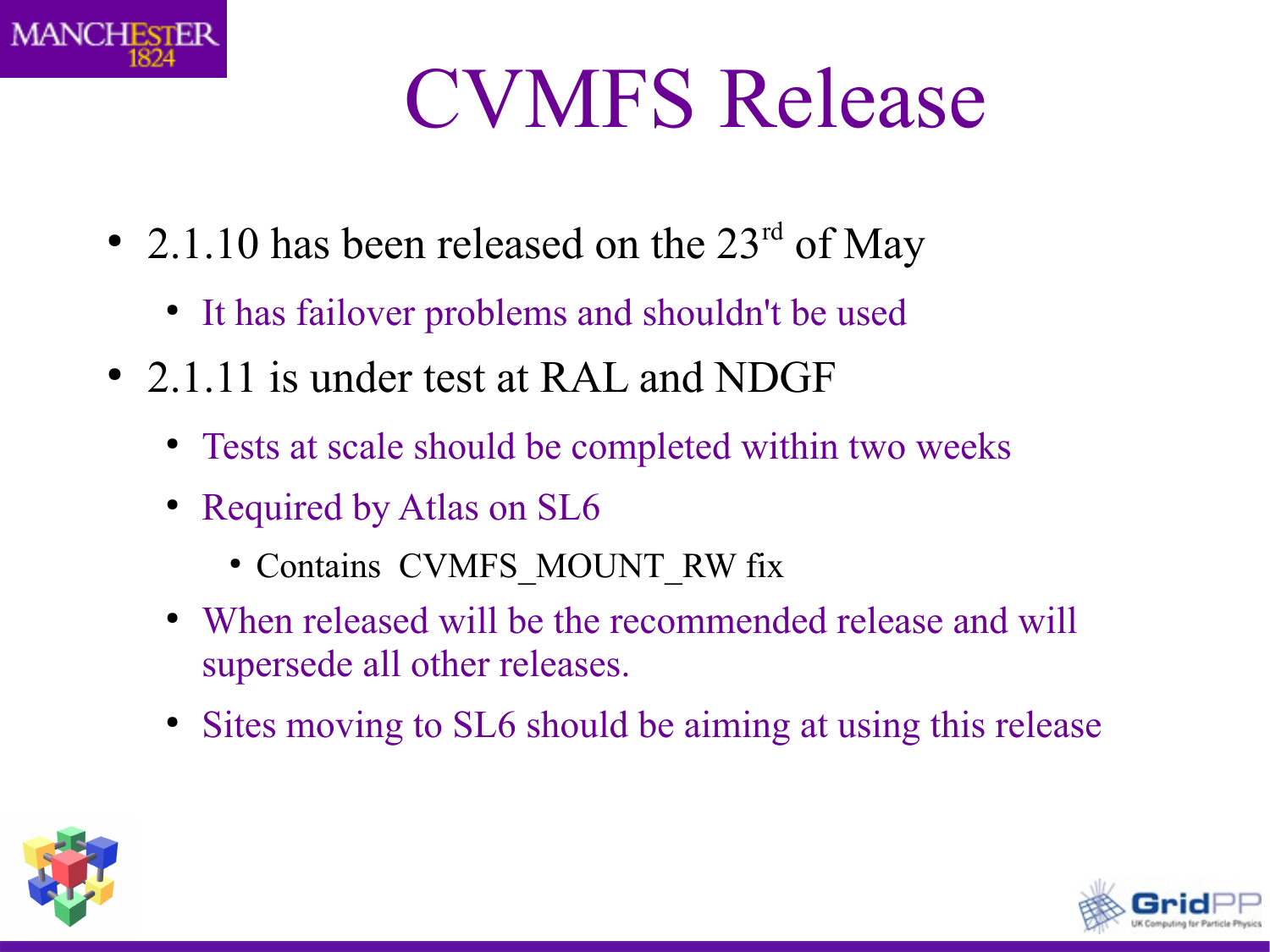# CVMFS Release

- 2.1.10 has been released on the 23rd of May
  - It has failover problems and shouldn't be used
- 2.1.11 is under test at RAL and NDGF
  - Tests at scale should be completed within two weeks
  - Required by Atlas on SL6
    - Contains CVMFS_MOUNT_RW fix
  - When released will be the recommended release and will supersede all other releases.
  - Sites moving to SL6 should be aiming at using this release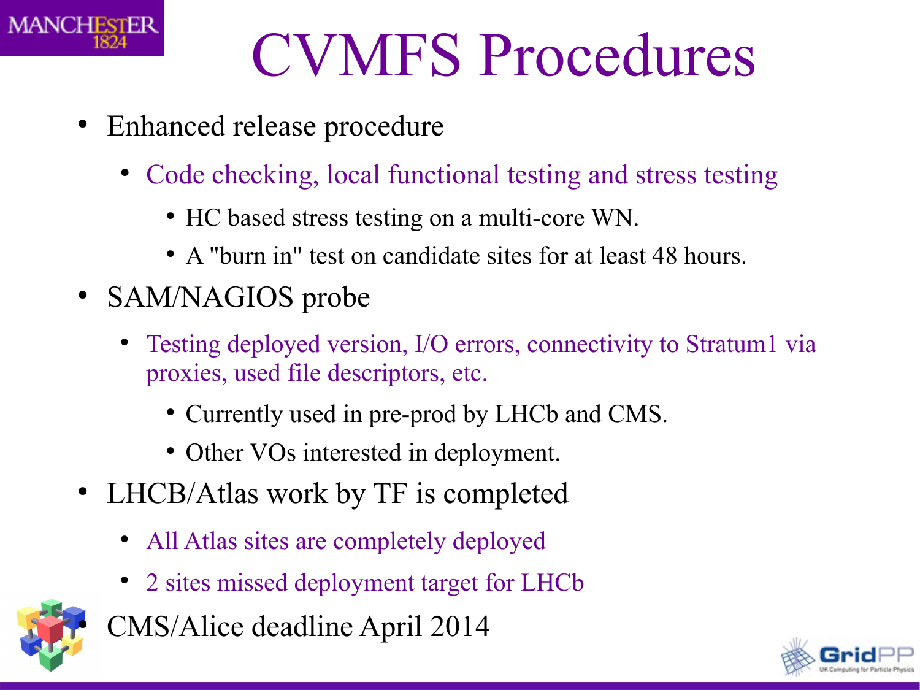# CVMFS Procedures

- Enhanced release procedure
  - Code checking, local functional testing and stress testing
    - HC based stress testing on a multi-core WN.
    - A "burn in" test on candidate sites for at least 48 hours.
- SAM/NAGIOS probe
  - Testing deployed version, I/O errors, connectivity to Stratum1 via proxies, used file descriptors, etc.
    - Currently used in pre-prod by LHCb and CMS.
    - Other VOs interested in deployment.
- LHCB/Atlas work by TF is completed
  - All Atlas sites are completely deployed
  - 2 sites missed deployment target for LHCb
- CMS/Alice deadline April 2014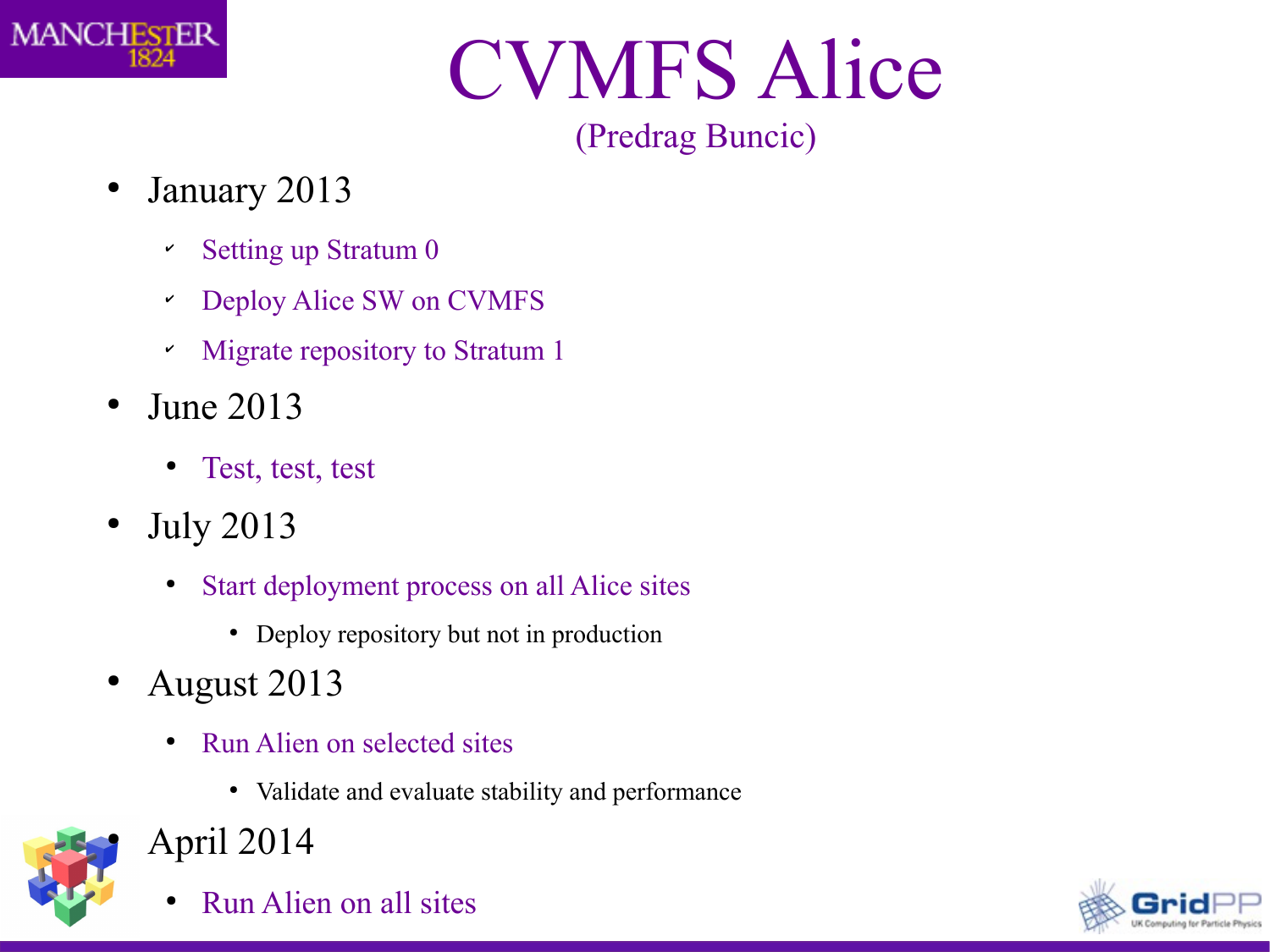# CVMFS Alice

(Predrag Buncic)

- January 2013
  - ✔ Setting up Stratum 0
  - ✔ Deploy Alice SW on CVMFS
  - ✔ Migrate repository to Stratum 1
- June 2013
  - Test, test, test
- July 2013
  - Start deployment process on all Alice sites
    - Deploy repository but not in production
- August 2013
  - Run Alien on selected sites
    - Validate and evaluate stability and performance
- April 2014
  - Run Alien on all sites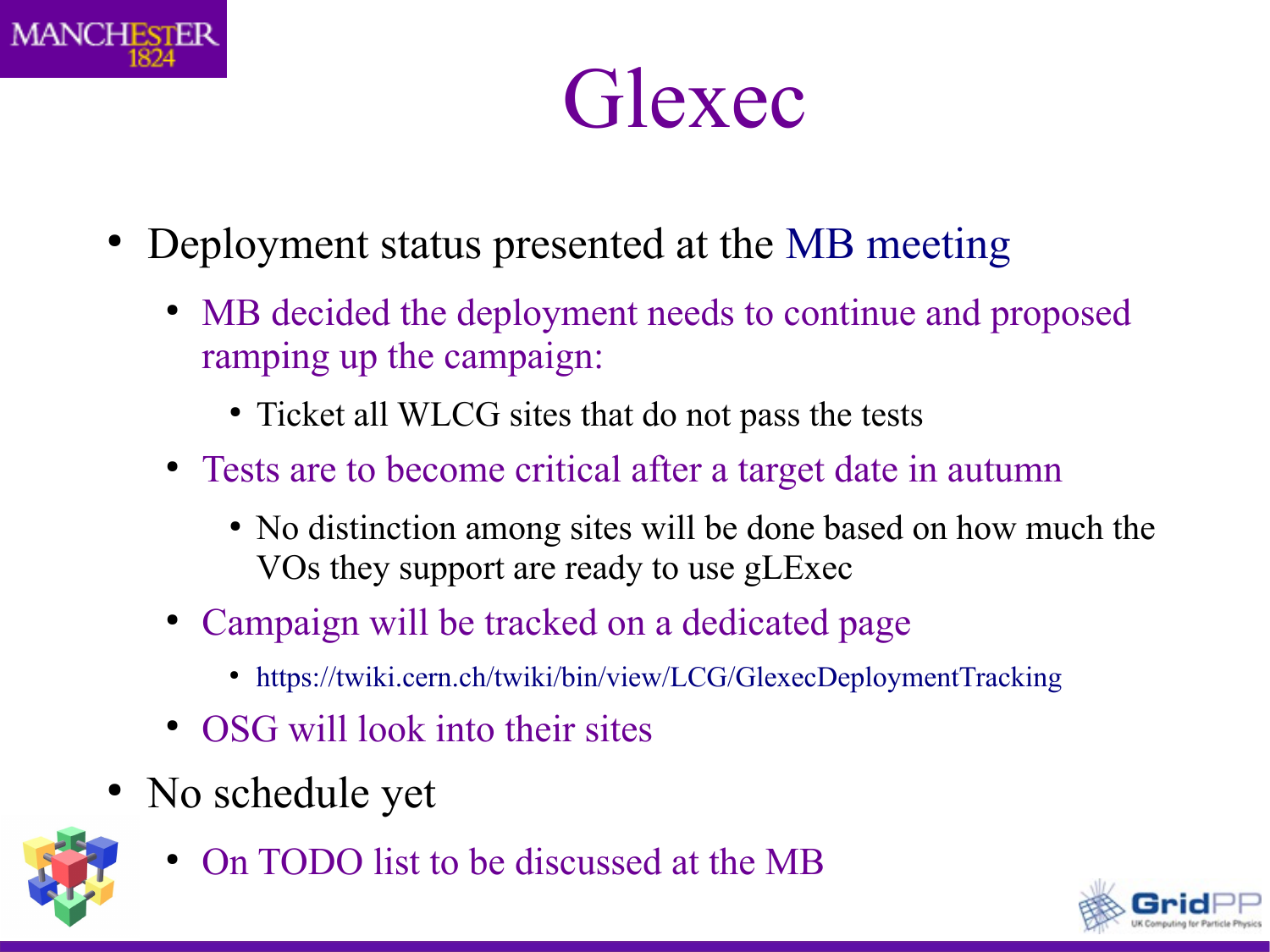# Glexec

- Deployment status presented at the MB meeting
  - MB decided the deployment needs to continue and proposed ramping up the campaign:
    - Ticket all WLCG sites that do not pass the tests
  - Tests are to become critical after a target date in autumn
    - No distinction among sites will be done based on how much the VOs they support are ready to use gLExec
  - Campaign will be tracked on a dedicated page
    - https://twiki.cern.ch/twiki/bin/view/LCG/GlexecDeploymentTracking
  - OSG will look into their sites
- No schedule yet
  - On TODO list to be discussed at the MB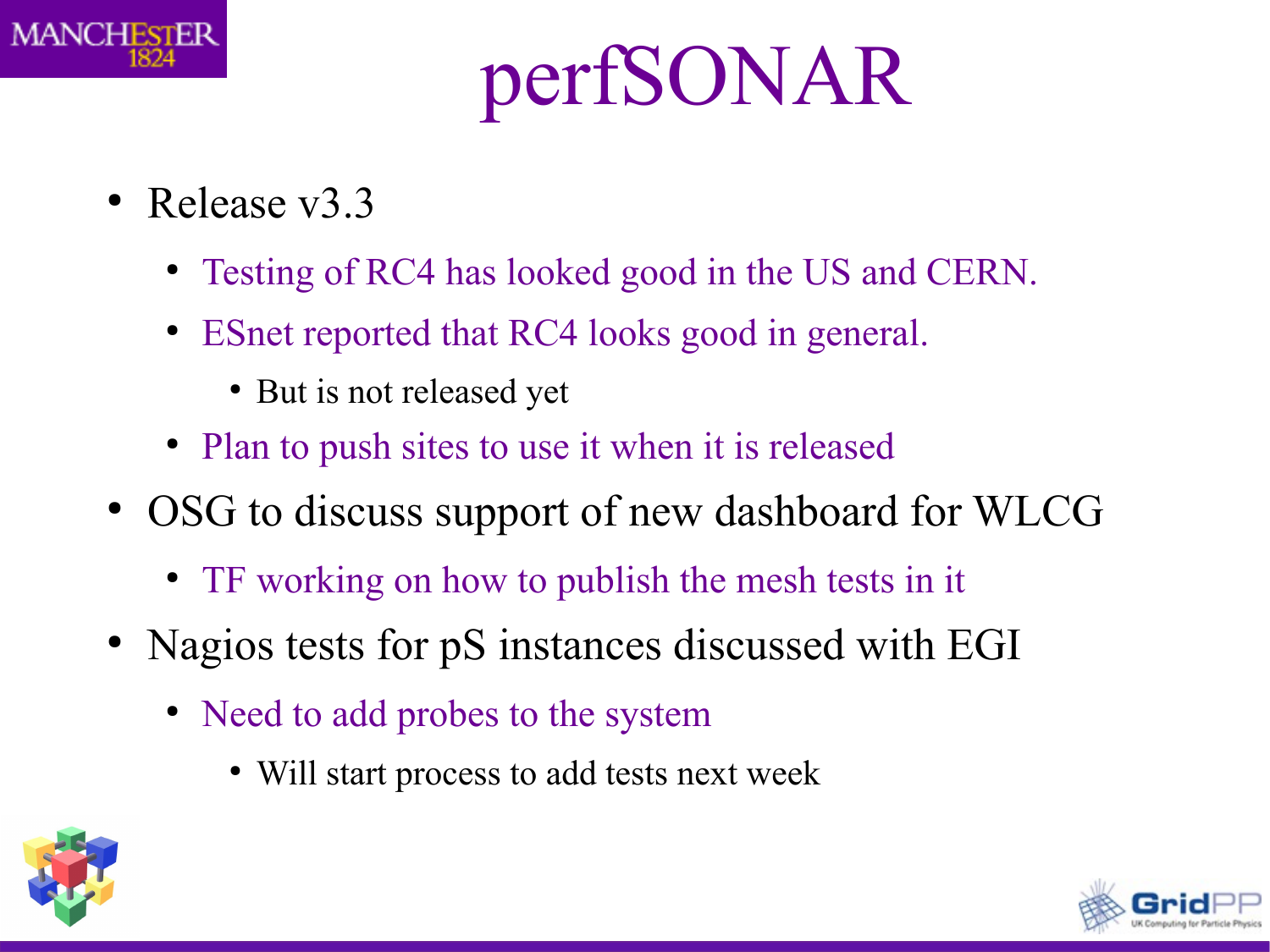# perfSONAR

- Release v3.3
  - Testing of RC4 has looked good in the US and CERN.
  - ESnet reported that RC4 looks good in general.
    - But is not released yet
  - Plan to push sites to use it when it is released
- OSG to discuss support of new dashboard for WLCG
  - TF working on how to publish the mesh tests in it
- Nagios tests for pS instances discussed with EGI
  - Need to add probes to the system
    - Will start process to add tests next week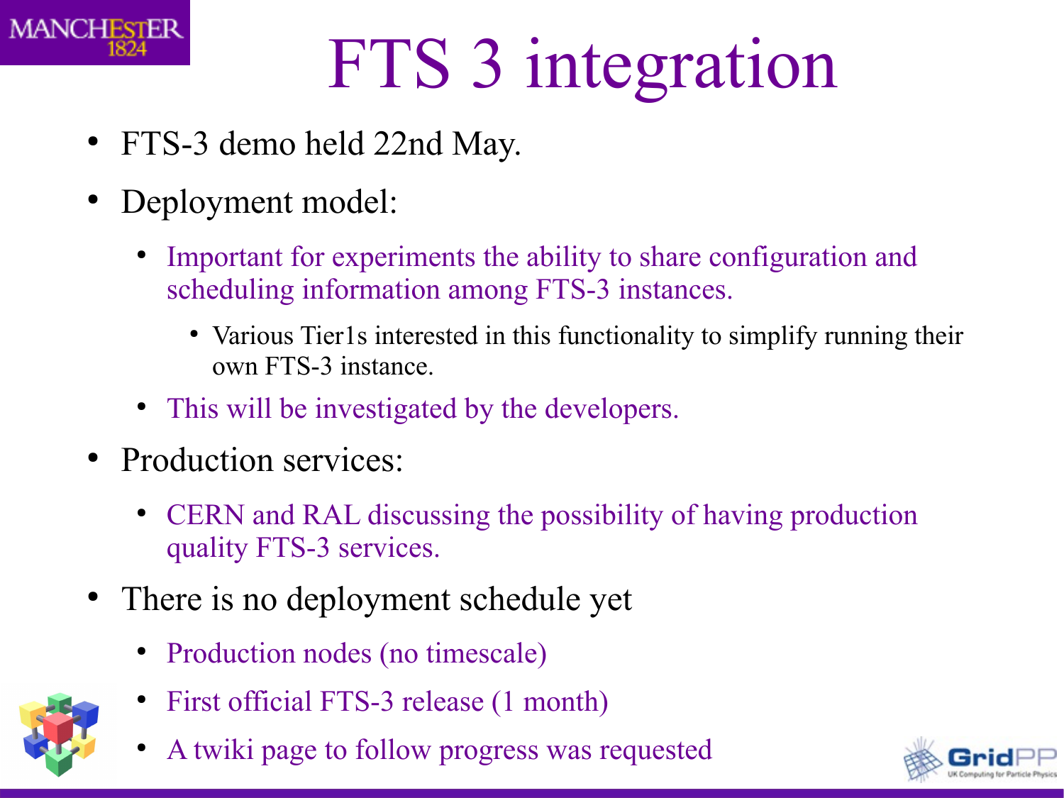# FTS 3 integration

- FTS-3 demo held 22nd May.
- Deployment model:
  - Important for experiments the ability to share configuration and scheduling information among FTS-3 instances.
    - Various Tier1s interested in this functionality to simplify running their own FTS-3 instance.
  - This will be investigated by the developers.
- Production services:
  - CERN and RAL discussing the possibility of having production quality FTS-3 services.
- There is no deployment schedule yet
  - Production nodes (no timescale)
  - First official FTS-3 release (1 month)
  - A twiki page to follow progress was requested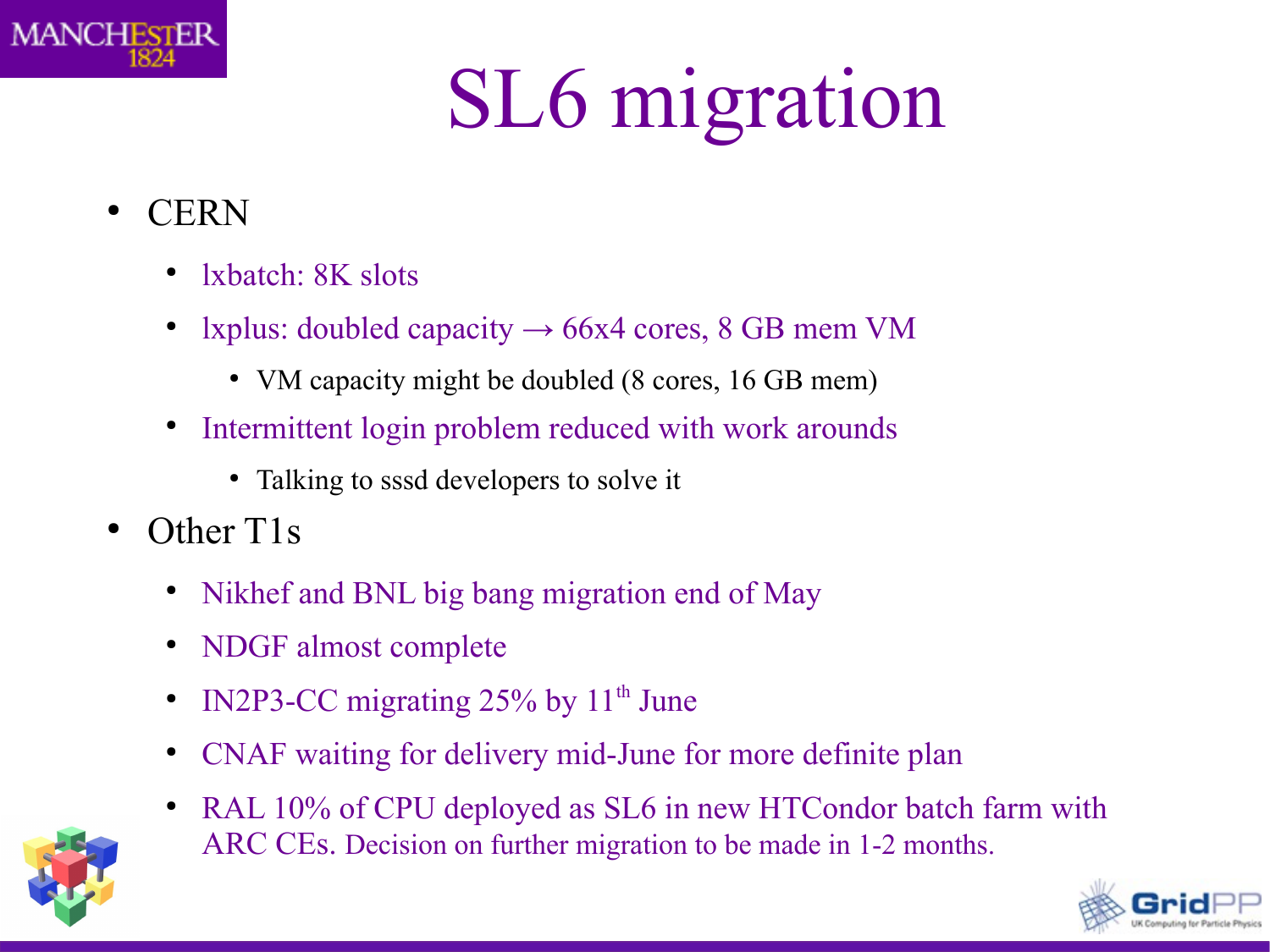# SL6 migration

- CERN
  - lxbatch: 8K slots
  - lxplus: doubled capacity → 66x4 cores, 8 GB mem VM
    - VM capacity might be doubled (8 cores, 16 GB mem)
  - Intermittent login problem reduced with work arounds
    - Talking to sssd developers to solve it
- Other T1s
  - Nikhef and BNL big bang migration end of May
  - NDGF almost complete
  - IN2P3-CC migrating 25% by 11th June
  - CNAF waiting for delivery mid-June for more definite plan
  - RAL 10% of CPU deployed as SL6 in new HTCondor batch farm with ARC CEs. Decision on further migration to be made in 1-2 months.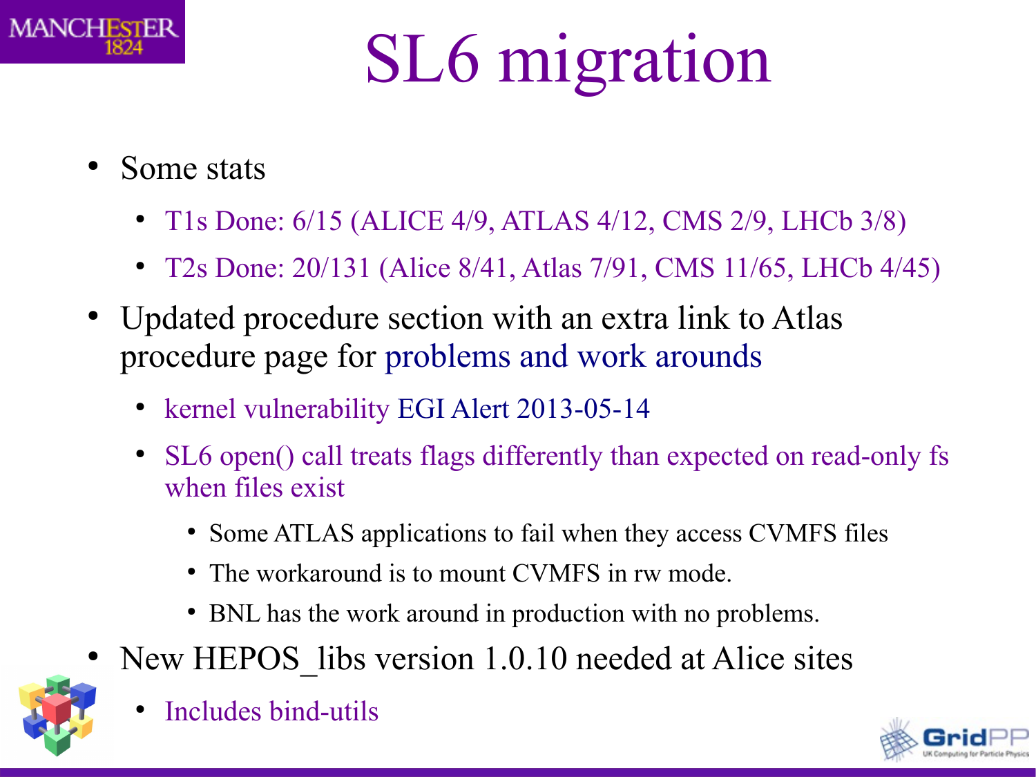# SL6 migration

- Some stats
  - T1s Done: 6/15 (ALICE 4/9, ATLAS 4/12, CMS 2/9, LHCb 3/8)
  - T2s Done: 20/131 (Alice 8/41, Atlas 7/91, CMS 11/65, LHCb 4/45)
- Updated procedure section with an extra link to Atlas procedure page for problems and work arounds
  - kernel vulnerability EGI Alert 2013-05-14
  - SL6 open() call treats flags differently than expected on read-only fs when files exist
    - Some ATLAS applications to fail when they access CVMFS files
    - The workaround is to mount CVMFS in rw mode.
    - BNL has the work around in production with no problems.
- New HEPOS_libs version 1.0.10 needed at Alice sites
  - Includes bind-utils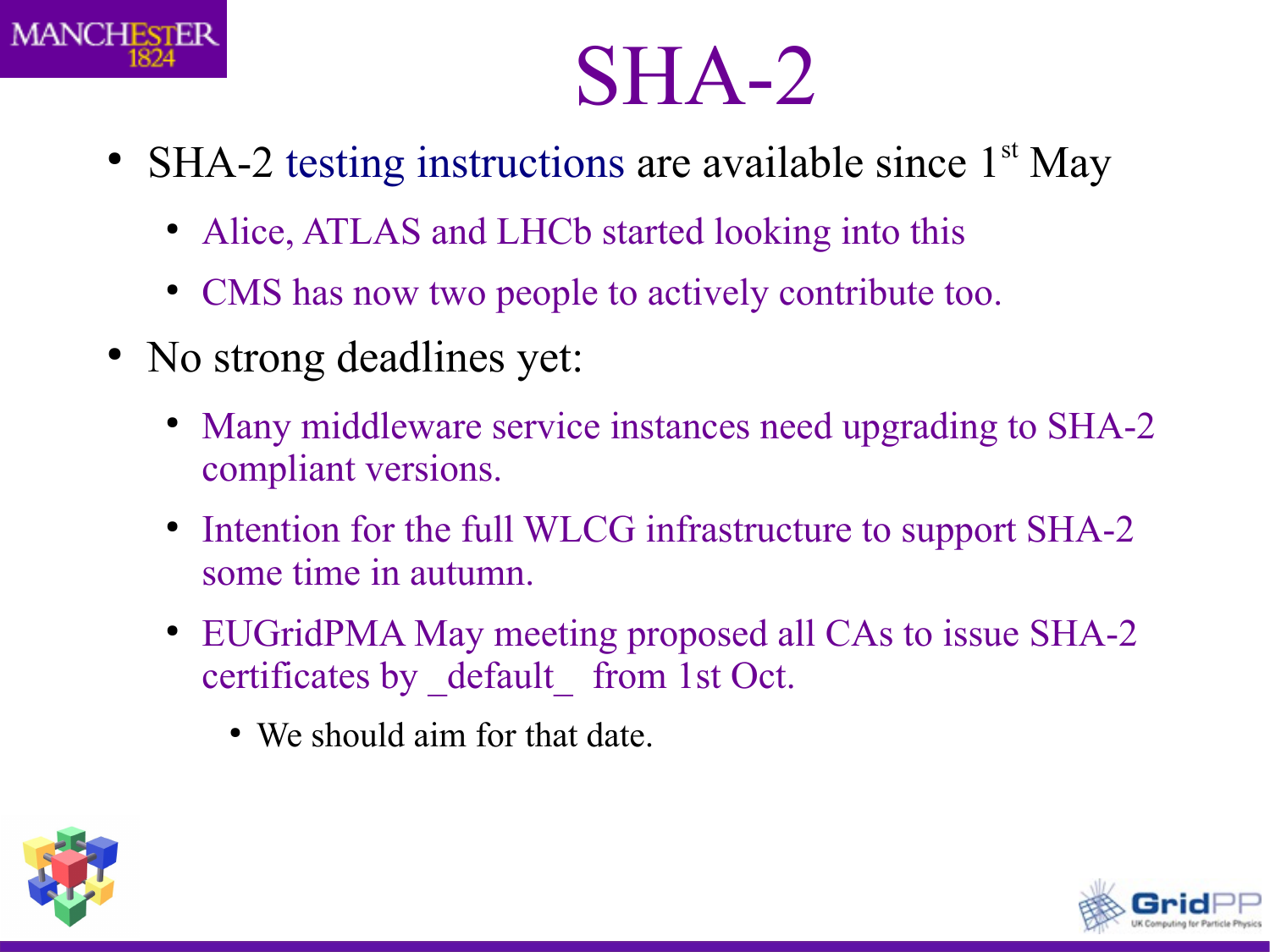# SHA-2

- SHA-2 testing instructions are available since 1st May
  - Alice, ATLAS and LHCb started looking into this
  - CMS has now two people to actively contribute too.
- No strong deadlines yet:
  - Many middleware service instances need upgrading to SHA-2 compliant versions.
  - Intention for the full WLCG infrastructure to support SHA-2 some time in autumn.
  - EUGridPMA May meeting proposed all CAs to issue SHA-2 certificates by _default_ from 1st Oct.
    - We should aim for that date.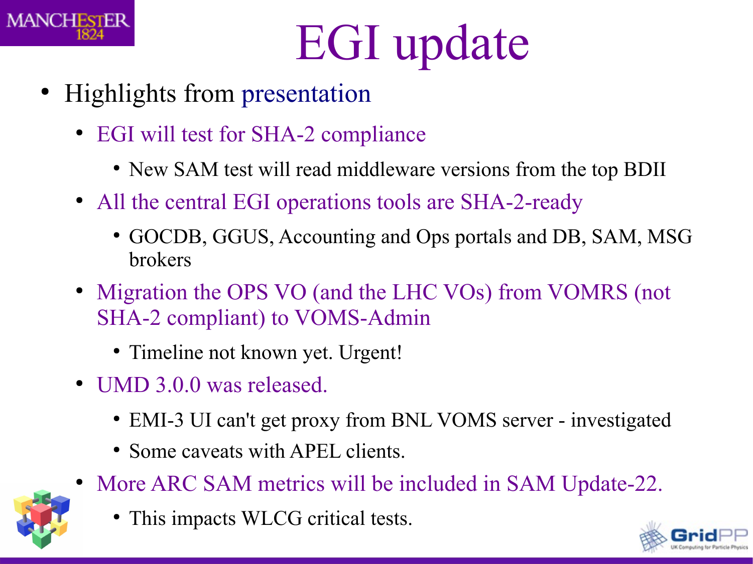# EGI update

- Highlights from presentation
  - EGI will test for SHA-2 compliance
    - New SAM test will read middleware versions from the top BDII
  - All the central EGI operations tools are SHA-2-ready
    - GOCDB, GGUS, Accounting and Ops portals and DB, SAM, MSG brokers
  - Migration the OPS VO (and the LHC VOs) from VOMRS (not SHA-2 compliant) to VOMS-Admin
    - Timeline not known yet. Urgent!
  - UMD 3.0.0 was released.
    - EMI-3 UI can't get proxy from BNL VOMS server - investigated
    - Some caveats with APEL clients.
  - More ARC SAM metrics will be included in SAM Update-22.
    - This impacts WLCG critical tests.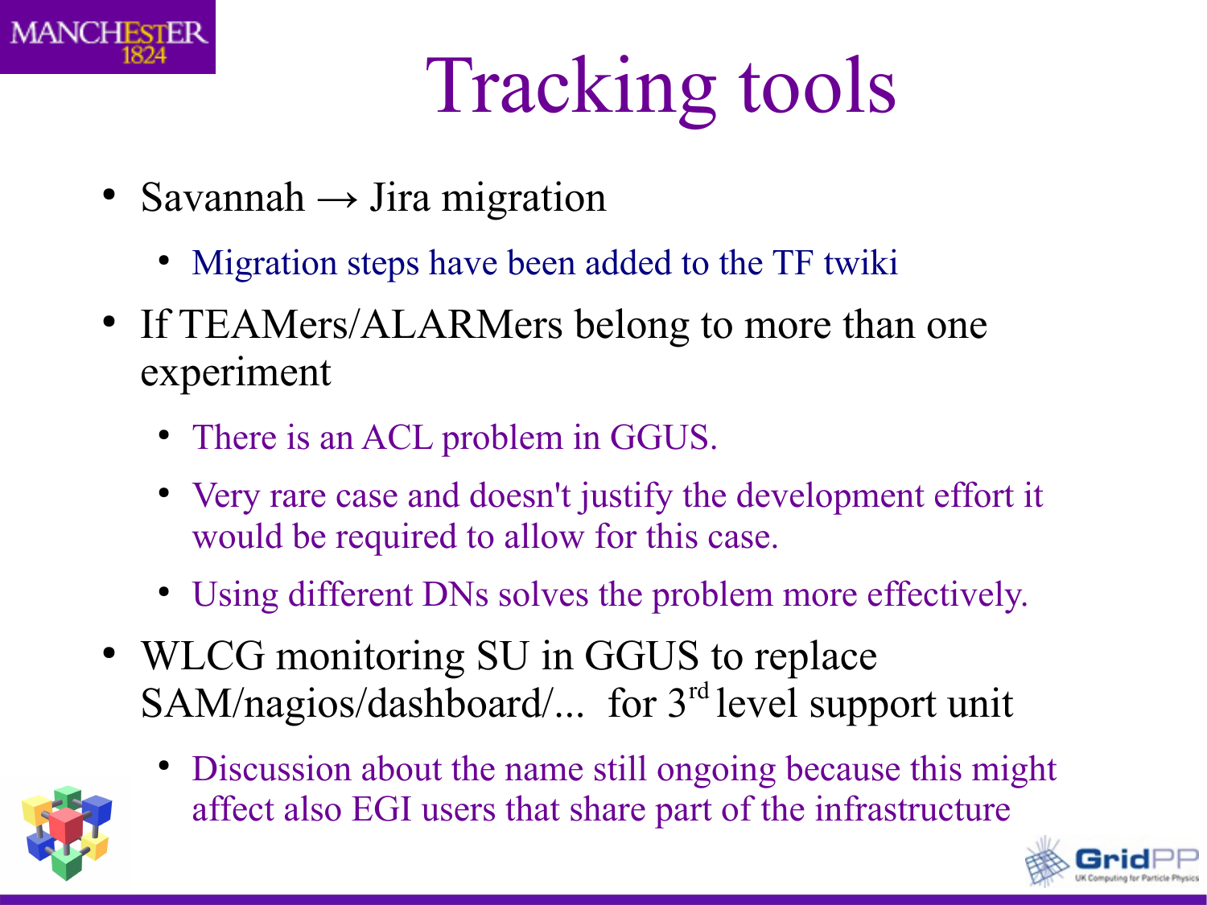# Tracking tools

- Savannah → Jira migration
  - Migration steps have been added to the TF twiki
- If TEAMers/ALARMers belong to more than one experiment
  - There is an ACL problem in GGUS.
  - Very rare case and doesn't justify the development effort it would be required to allow for this case.
  - Using different DNs solves the problem more effectively.
- WLCG monitoring SU in GGUS to replace SAM/nagios/dashboard/... for 3rd level support unit
  - Discussion about the name still ongoing because this might affect also EGI users that share part of the infrastructure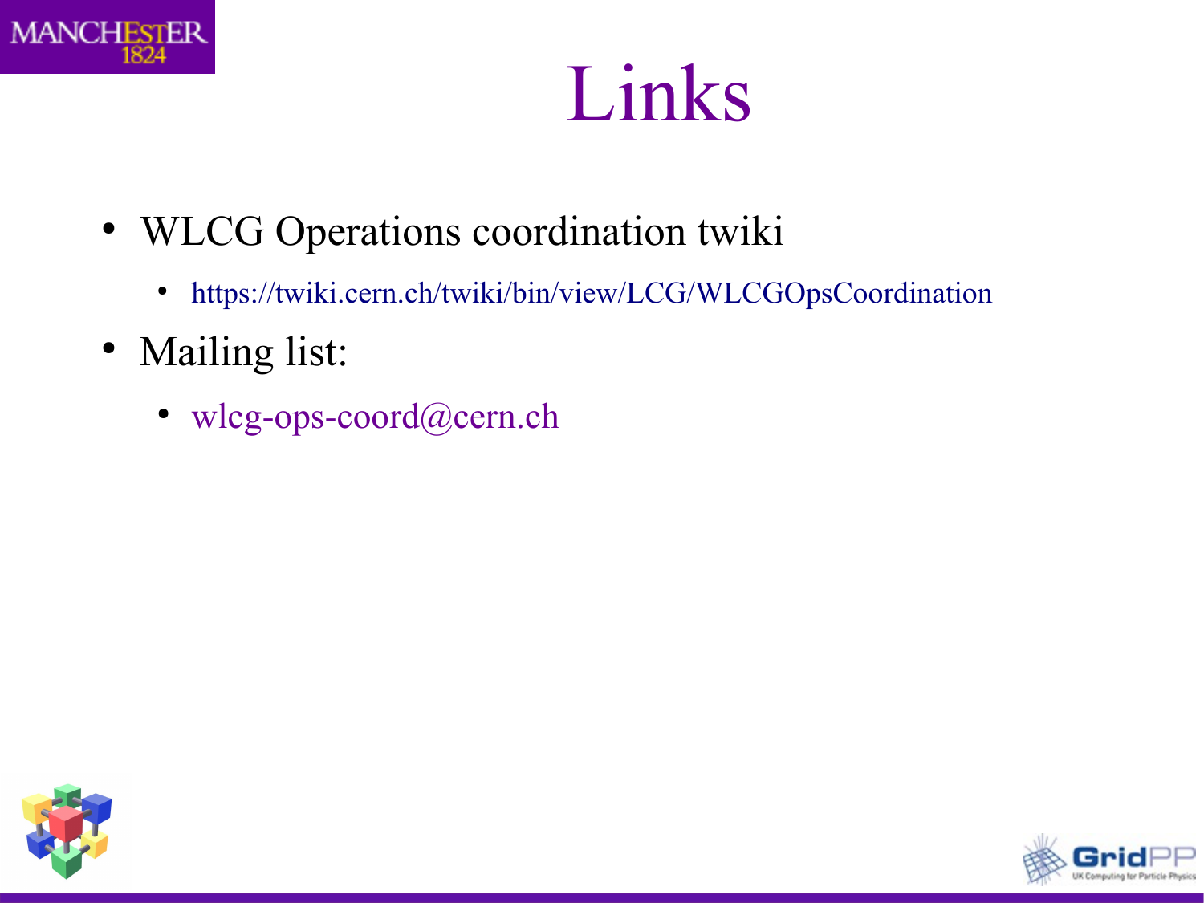# Links

- WLCG Operations coordination twiki
  - https://twiki.cern.ch/twiki/bin/view/LCG/WLCGOpsCoordination
- Mailing list:
  - wlcg-ops-coord@cern.ch